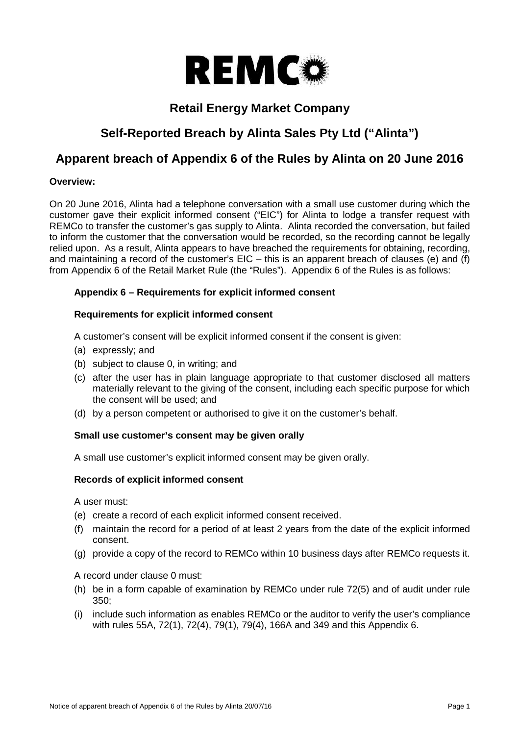# Retail Energy Market Company

## Self-Reported Breach by Alinta Sales Pty Ltd ("Alinta")

## Apparent breach of Appendix 6 of the Rules by Alinta on 20 June 2016

**Overview:**

On 20 June 2016, Alinta had a telephone conversation with a small use customer during which the customer gave their explicit informed consent ("EIC") for Alinta to lodge a transfer request with REMCo to transfer the customer's gas supply to Alinta. Alinta recorded the conversation, but failed to inform the customer that the conversation would be recorded, so the recording cannot be legally relied upon. As a result, Alinta appears to have breached the requirements for obtaining, recording, and maintaining a record of the customer's EIC – this is an apparent breach of clauses (e) and (f) from Appendix 6 of the Retail Market Rule (the "Rules"). Appendix 6 of the Rules is as follows:

**Appendix 6 – Requirements for explicit informed consent**

**Requirements for explicit informed consent**

A customer's consent will be explicit informed consent if the consent is given:

(a) expressly; and
(b) subject to clause 0, in writing; and
(c) after the user has in plain language appropriate to that customer disclosed all matters materially relevant to the giving of the consent, including each specific purpose for which the consent will be used; and
(d) by a person competent or authorised to give it on the customer's behalf.

**Small use customer's consent may be given orally**

A small use customer's explicit informed consent may be given orally.

**Records of explicit informed consent**

A user must:

(e) create a record of each explicit informed consent received.
(f) maintain the record for a period of at least 2 years from the date of the explicit informed consent.
(g) provide a copy of the record to REMCo within 10 business days after REMCo requests it.

A record under clause 0 must:

(h) be in a form capable of examination by REMCo under rule 72(5) and of audit under rule 350;
(i) include such information as enables REMCo or the auditor to verify the user's compliance with rules 55A, 72(1), 72(4), 79(1), 79(4), 166A and 349 and this Appendix 6.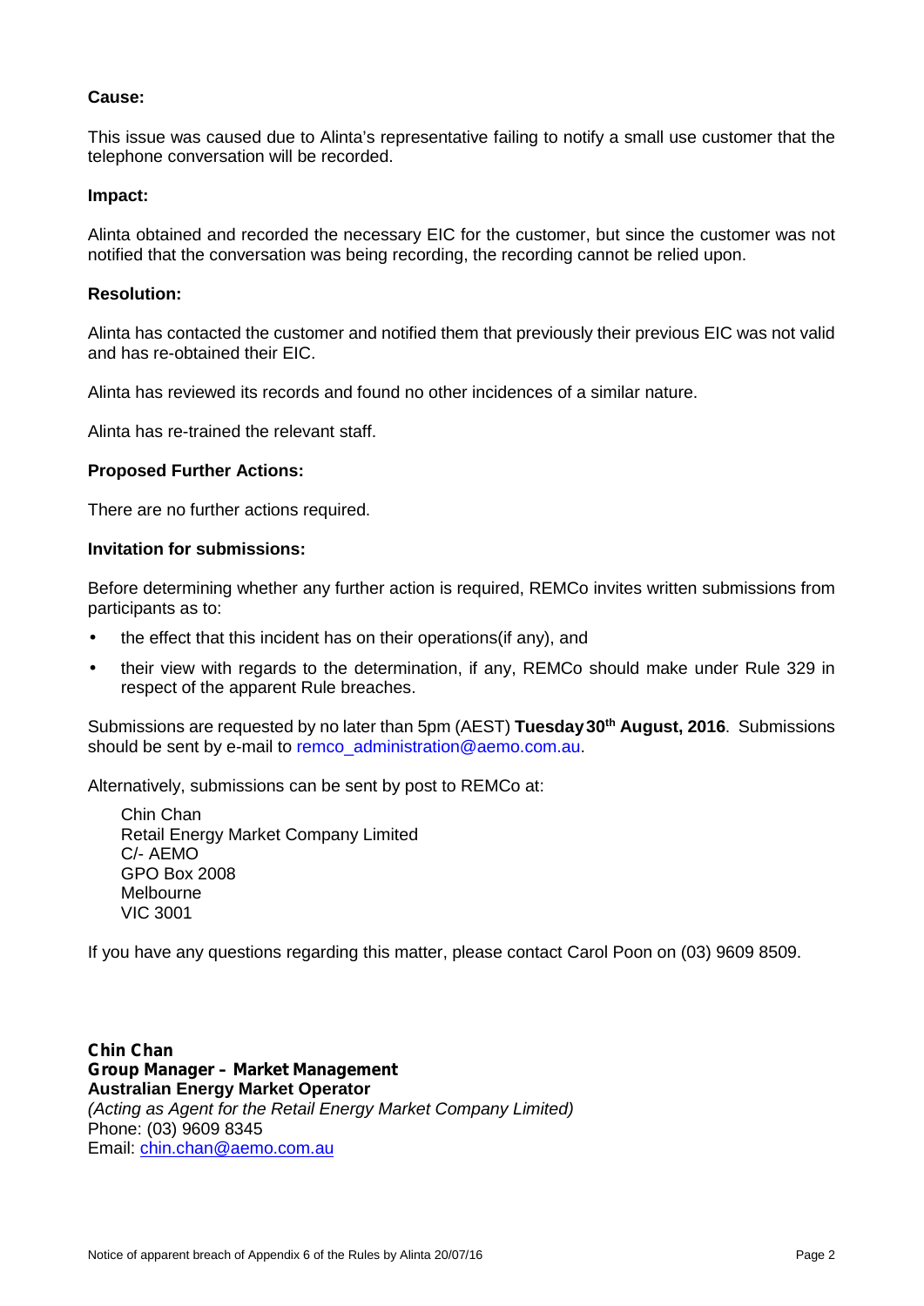**Cause:**

This issue was caused due to Alinta's representative failing to notify a small use customer that the telephone conversation will be recorded.

**Impact:**

Alinta obtained and recorded the necessary EIC for the customer, but since the customer was not notified that the conversation was being recording, the recording cannot be relied upon.

**Resolution:**

Alinta has contacted the customer and notified them that previously their previous EIC was not valid and has re-obtained their EIC.

Alinta has reviewed its records and found no other incidences of a similar nature.

Alinta has re-trained the relevant staff.

**Proposed Further Actions:**

There are no further actions required.

**Invitation for submissions:**

Before determining whether any further action is required, REMCo invites written submissions from participants as to:

- the effect that this incident has on their operations(if any), and
- their view with regards to the determination, if any, REMCo should make under Rule 329 in respect of the apparent Rule breaches.

Submissions are requested by no later than 5pm (AEST) **Tuesday 30th August, 2016**. Submissions should be sent by e-mail to remco_administration@aemo.com.au.

Alternatively, submissions can be sent by post to REMCo at:

Chin Chan
Retail Energy Market Company Limited
C/- AEMO
GPO Box 2008
Melbourne
VIC 3001

If you have any questions regarding this matter, please contact Carol Poon on (03) 9609 8509.

**Chin Chan**
**Group Manager – Market Management**
**Australian Energy Market Operator**
*(Acting as Agent for the Retail Energy Market Company Limited)*
Phone: (03) 9609 8345
Email: chin.chan@aemo.com.au